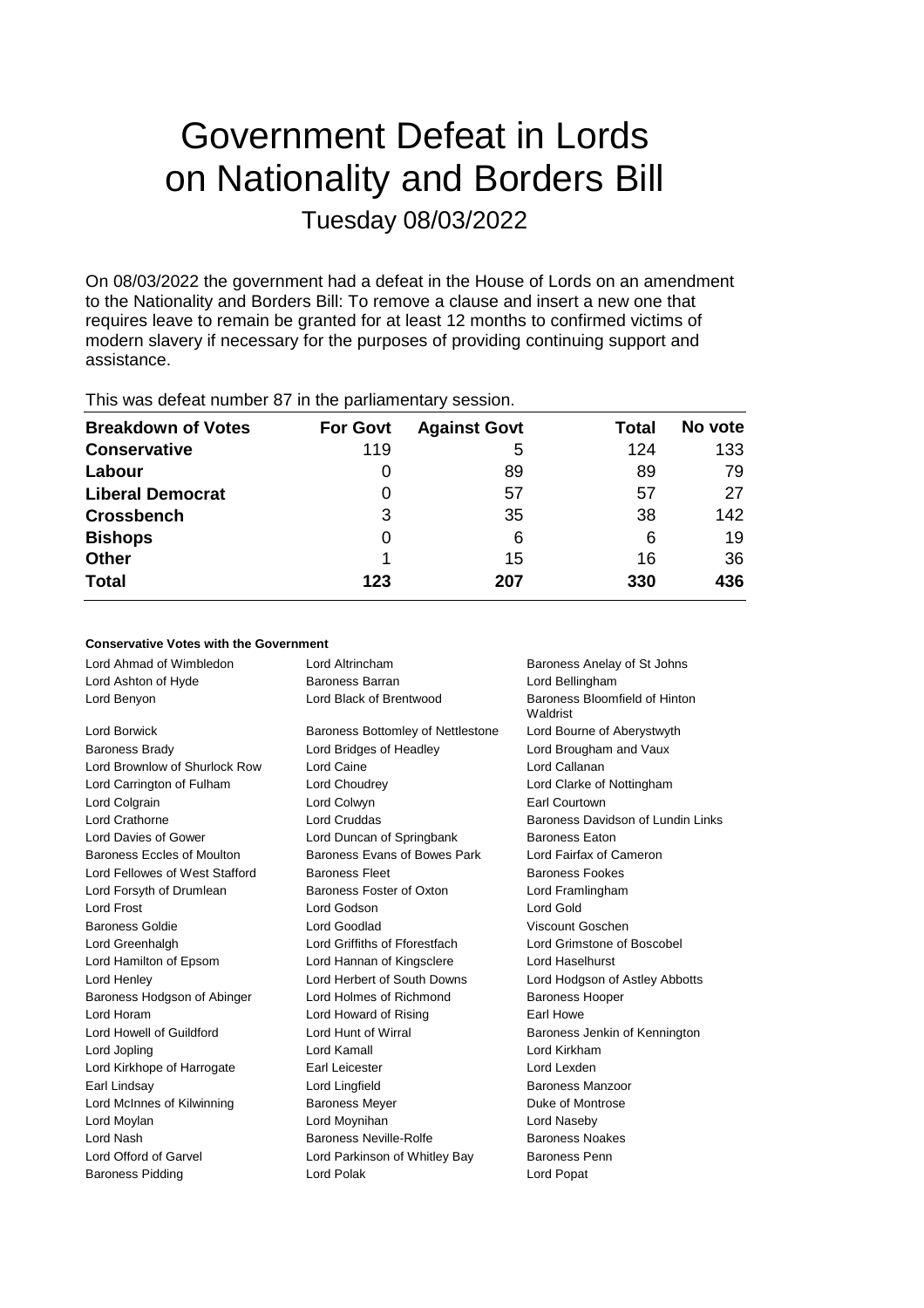# Government Defeat in Lords on Nationality and Borders Bill

Tuesday 08/03/2022

On 08/03/2022 the government had a defeat in the House of Lords on an amendment to the Nationality and Borders Bill: To remove a clause and insert a new one that requires leave to remain be granted for at least 12 months to confirmed victims of modern slavery if necessary for the purposes of providing continuing support and assistance.

This was defeat number 87 in the parliamentary session.

| Breakdown of Votes | For Govt | Against Govt | Total | No vote |
|---|---|---|---|---|
| **Conservative** | 119 | 5 | 124 | 133 |
| **Labour** | 0 | 89 | 89 | 79 |
| **Liberal Democrat** | 0 | 57 | 57 | 27 |
| **Crossbench** | 3 | 35 | 38 | 142 |
| **Bishops** | 0 | 6 | 6 | 19 |
| **Other** | 1 | 15 | 16 | 36 |
| **Total** | 123 | 207 | 330 | 436 |

**Conservative Votes with the Government**

| | | |
|---|---|---|
| Lord Ahmad of Wimbledon | Lord Altrincham | Baroness Anelay of St Johns |
| Lord Ashton of Hyde | Baroness Barran | Lord Bellingham |
| Lord Benyon | Lord Black of Brentwood | Baroness Bloomfield of Hinton Waldrist |
| Lord Borwick | Baroness Bottomley of Nettlestone | Lord Bourne of Aberystwyth |
| Baroness Brady | Lord Bridges of Headley | Lord Brougham and Vaux |
| Lord Brownlow of Shurlock Row | Lord Caine | Lord Callanan |
| Lord Carrington of Fulham | Lord Choudrey | Lord Clarke of Nottingham |
| Lord Colgrain | Lord Colwyn | Earl Courtown |
| Lord Crathorne | Lord Cruddas | Baroness Davidson of Lundin Links |
| Lord Davies of Gower | Lord Duncan of Springbank | Baroness Eaton |
| Baroness Eccles of Moulton | Baroness Evans of Bowes Park | Lord Fairfax of Cameron |
| Lord Fellowes of West Stafford | Baroness Fleet | Baroness Fookes |
| Lord Forsyth of Drumlean | Baroness Foster of Oxton | Lord Framlingham |
| Lord Frost | Lord Godson | Lord Gold |
| Baroness Goldie | Lord Goodlad | Viscount Goschen |
| Lord Greenhalgh | Lord Griffiths of Fforestfach | Lord Grimstone of Boscobel |
| Lord Hamilton of Epsom | Lord Hannan of Kingsclere | Lord Haselhurst |
| Lord Henley | Lord Herbert of South Downs | Lord Hodgson of Astley Abbotts |
| Baroness Hodgson of Abinger | Lord Holmes of Richmond | Baroness Hooper |
| Lord Horam | Lord Howard of Rising | Earl Howe |
| Lord Howell of Guildford | Lord Hunt of Wirral | Baroness Jenkin of Kennington |
| Lord Jopling | Lord Kamall | Lord Kirkham |
| Lord Kirkhope of Harrogate | Earl Leicester | Lord Lexden |
| Earl Lindsay | Lord Lingfield | Baroness Manzoor |
| Lord McInnes of Kilwinning | Baroness Meyer | Duke of Montrose |
| Lord Moylan | Lord Moynihan | Lord Naseby |
| Lord Nash | Baroness Neville-Rolfe | Baroness Noakes |
| Lord Offord of Garvel | Lord Parkinson of Whitley Bay | Baroness Penn |
| Baroness Pidding | Lord Polak | Lord Popat |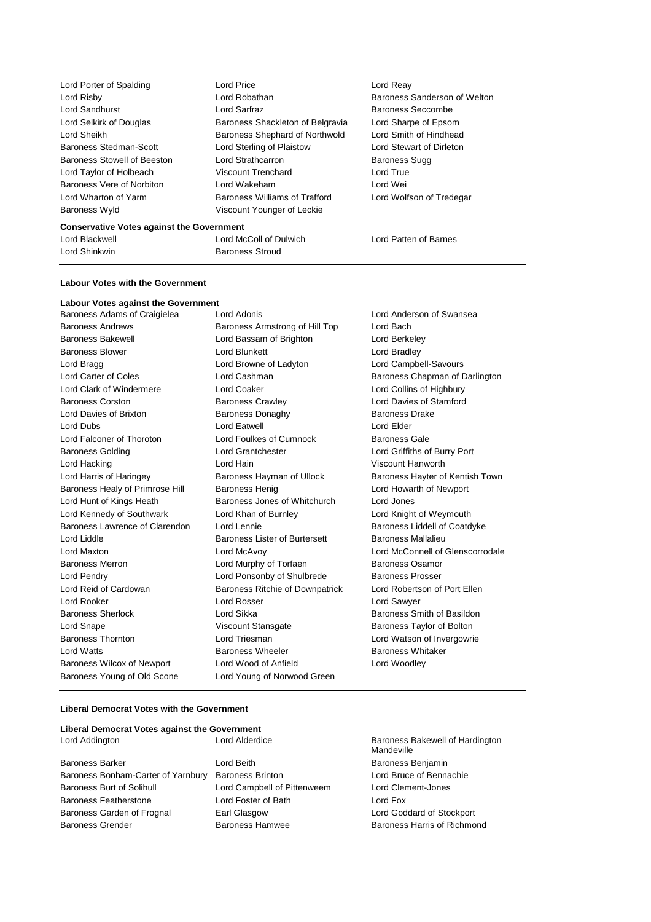Lord Porter of Spalding, Lord Price, Lord Reay, Lord Risby, Lord Robathan, Baroness Sanderson of Welton, Lord Sandhurst, Lord Sarfraz, Baroness Seccombe, Lord Selkirk of Douglas, Baroness Shackleton of Belgravia, Lord Sharpe of Epsom, Lord Sheikh, Baroness Shephard of Northwold, Lord Smith of Hindhead, Baroness Stedman-Scott, Lord Sterling of Plaistow, Lord Stewart of Dirleton, Baroness Stowell of Beeston, Lord Strathcarron, Baroness Sugg, Lord Taylor of Holbeach, Viscount Trenchard, Lord True, Baroness Vere of Norbiton, Lord Wakeham, Lord Wei, Lord Wharton of Yarm, Baroness Williams of Trafford, Lord Wolfson of Tredegar, Baroness Wyld, Viscount Younger of Leckie

**Conservative Votes against the Government**

Lord Blackwell, Lord McColl of Dulwich, Lord Patten of Barnes, Lord Shinkwin, Baroness Stroud

**Labour Votes with the Government**

**Labour Votes against the Government**

Baroness Adams of Craigielea, Lord Adonis, Lord Anderson of Swansea, Baroness Andrews, Baroness Armstrong of Hill Top, Lord Bach, Baroness Bakewell, Lord Bassam of Brighton, Lord Berkeley, Baroness Blower, Lord Blunkett, Lord Bradley, Lord Bragg, Lord Browne of Ladyton, Lord Campbell-Savours, Lord Carter of Coles, Lord Cashman, Baroness Chapman of Darlington, Lord Clark of Windermere, Lord Coaker, Lord Collins of Highbury, Baroness Corston, Baroness Crawley, Lord Davies of Stamford, Lord Davies of Brixton, Baroness Donaghy, Baroness Drake, Lord Dubs, Lord Eatwell, Lord Elder, Lord Falconer of Thoroton, Lord Foulkes of Cumnock, Baroness Gale, Baroness Golding, Lord Grantchester, Lord Griffiths of Burry Port, Lord Hacking, Lord Hain, Viscount Hanworth, Lord Harris of Haringey, Baroness Hayman of Ullock, Baroness Hayter of Kentish Town, Baroness Healy of Primrose Hill, Baroness Henig, Lord Howarth of Newport, Lord Hunt of Kings Heath, Baroness Jones of Whitchurch, Lord Jones, Lord Kennedy of Southwark, Lord Khan of Burnley, Lord Knight of Weymouth, Baroness Lawrence of Clarendon, Lord Lennie, Baroness Liddell of Coatdyke, Lord Liddle, Baroness Lister of Burtersett, Baroness Mallalieu, Lord Maxton, Lord McAvoy, Lord McConnell of Glenscorrodale, Baroness Merron, Lord Murphy of Torfaen, Baroness Osamor, Lord Pendry, Lord Ponsonby of Shulbrede, Baroness Prosser, Lord Reid of Cardowan, Baroness Ritchie of Downpatrick, Lord Robertson of Port Ellen, Lord Rooker, Lord Rosser, Lord Sawyer, Baroness Sherlock, Lord Sikka, Baroness Smith of Basildon, Lord Snape, Viscount Stansgate, Baroness Taylor of Bolton, Baroness Thornton, Lord Triesman, Lord Watson of Invergowrie, Lord Watts, Baroness Wheeler, Baroness Whitaker, Baroness Wilcox of Newport, Lord Wood of Anfield, Lord Woodley, Baroness Young of Old Scone, Lord Young of Norwood Green

**Liberal Democrat Votes with the Government**

**Liberal Democrat Votes against the Government**

Lord Addington, Lord Alderdice, Baroness Bakewell of Hardington Mandeville, Baroness Barker, Lord Beith, Baroness Benjamin, Baroness Bonham-Carter of Yarnbury, Baroness Brinton, Lord Bruce of Bennachie, Baroness Burt of Solihull, Lord Campbell of Pittenweem, Lord Clement-Jones, Baroness Featherstone, Lord Foster of Bath, Lord Fox, Baroness Garden of Frognal, Earl Glasgow, Lord Goddard of Stockport, Baroness Grender, Baroness Hamwee, Baroness Harris of Richmond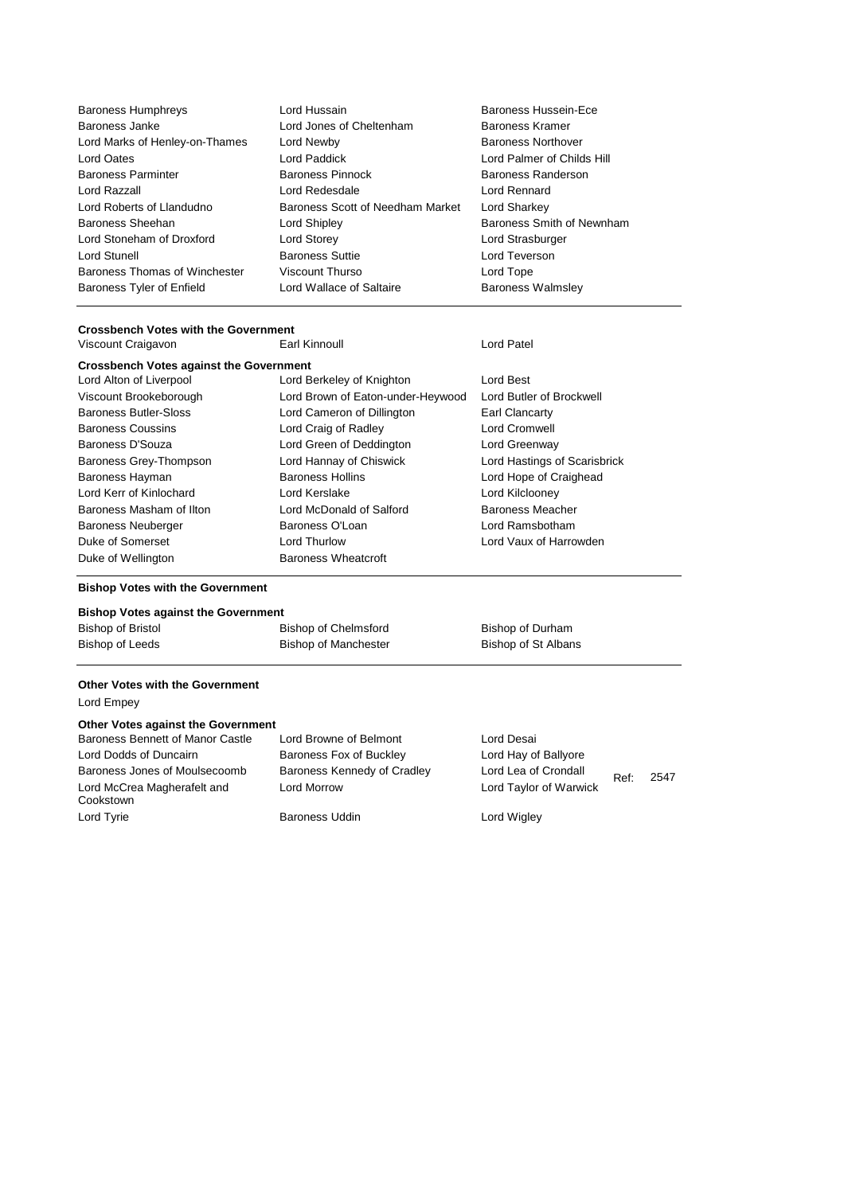| | | |
|---|---|---|
| Baroness Humphreys | Lord Hussain | Baroness Hussein-Ece |
| Baroness Janke | Lord Jones of Cheltenham | Baroness Kramer |
| Lord Marks of Henley-on-Thames | Lord Newby | Baroness Northover |
| Lord Oates | Lord Paddick | Lord Palmer of Childs Hill |
| Baroness Parminter | Baroness Pinnock | Baroness Randerson |
| Lord Razzall | Lord Redesdale | Lord Rennard |
| Lord Roberts of Llandudno | Baroness Scott of Needham Market | Lord Sharkey |
| Baroness Sheehan | Lord Shipley | Baroness Smith of Newnham |
| Lord Stoneham of Droxford | Lord Storey | Lord Strasburger |
| Lord Stunell | Baroness Suttie | Lord Teverson |
| Baroness Thomas of Winchester | Viscount Thurso | Lord Tope |
| Baroness Tyler of Enfield | Lord Wallace of Saltaire | Baroness Walmsley |

**Crossbench Votes with the Government**

| | | |
|---|---|---|
| Viscount Craigavon | Earl Kinnoull | Lord Patel |

**Crossbench Votes against the Government**

| | | |
|---|---|---|
| Lord Alton of Liverpool | Lord Berkeley of Knighton | Lord Best |
| Viscount Brookeborough | Lord Brown of Eaton-under-Heywood | Lord Butler of Brockwell |
| Baroness Butler-Sloss | Lord Cameron of Dillington | Earl Clancarty |
| Baroness Coussins | Lord Craig of Radley | Lord Cromwell |
| Baroness D'Souza | Lord Green of Deddington | Lord Greenway |
| Baroness Grey-Thompson | Lord Hannay of Chiswick | Lord Hastings of Scarisbrick |
| Baroness Hayman | Baroness Hollins | Lord Hope of Craighead |
| Lord Kerr of Kinlochard | Lord Kerslake | Lord Kilclooney |
| Baroness Masham of Ilton | Lord McDonald of Salford | Baroness Meacher |
| Baroness Neuberger | Baroness O'Loan | Lord Ramsbotham |
| Duke of Somerset | Lord Thurlow | Lord Vaux of Harrowden |
| Duke of Wellington | Baroness Wheatcroft | |

**Bishop Votes with the Government**

**Bishop Votes against the Government**

| | | |
|---|---|---|
| Bishop of Bristol | Bishop of Chelmsford | Bishop of Durham |
| Bishop of Leeds | Bishop of Manchester | Bishop of St Albans |

**Other Votes with the Government**

Lord Empey

**Other Votes against the Government**

| | | |
|---|---|---|
| Baroness Bennett of Manor Castle | Lord Browne of Belmont | Lord Desai |
| Lord Dodds of Duncairn | Baroness Fox of Buckley | Lord Hay of Ballyore |
| Baroness Jones of Moulsecoomb | Baroness Kennedy of Cradley | Lord Lea of Crondall |
| Lord McCrea Magherafelt and Cookstown | Lord Morrow | Lord Taylor of Warwick |
| Lord Tyrie | Baroness Uddin | Lord Wigley |

Ref: 2547